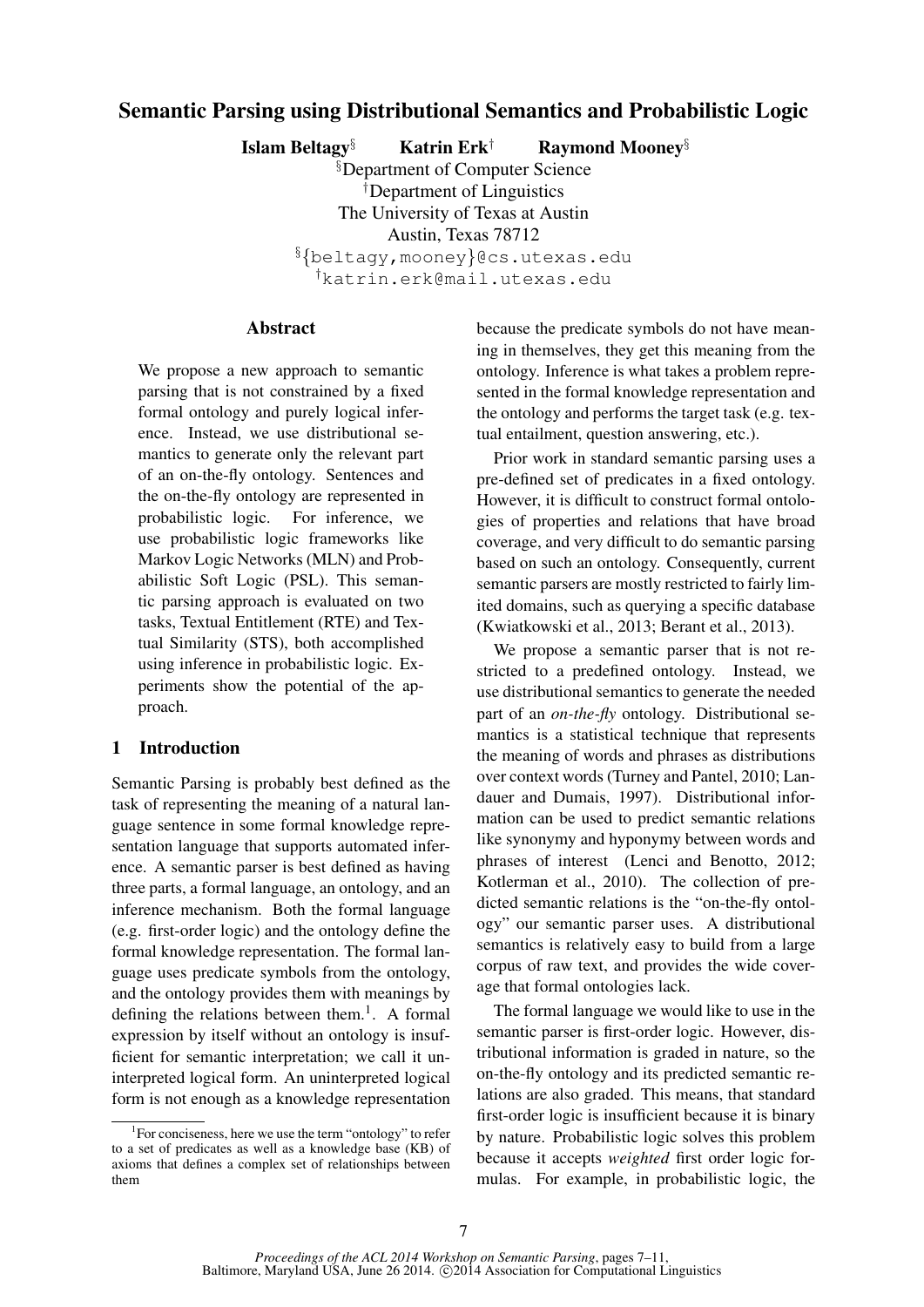# Semantic Parsing using Distributional Semantics and Probabilistic Logic

**Islam Beltagy**[§] **Katrin Erk**[†] **Raymond Mooney**[§]

[§]Department of Computer Science
[†]Department of Linguistics
The University of Texas at Austin
Austin, Texas 78712
[§]{beltagy,mooney}@cs.utexas.edu
[†]katrin.erk@mail.utexas.edu

## Abstract

We propose a new approach to semantic parsing that is not constrained by a fixed formal ontology and purely logical inference. Instead, we use distributional semantics to generate only the relevant part of an on-the-fly ontology. Sentences and the on-the-fly ontology are represented in probabilistic logic. For inference, we use probabilistic logic frameworks like Markov Logic Networks (MLN) and Probabilistic Soft Logic (PSL). This semantic parsing approach is evaluated on two tasks, Textual Entitlement (RTE) and Textual Similarity (STS), both accomplished using inference in probabilistic logic. Experiments show the potential of the approach.

## 1 Introduction

Semantic Parsing is probably best defined as the task of representing the meaning of a natural language sentence in some formal knowledge representation language that supports automated inference. A semantic parser is best defined as having three parts, a formal language, an ontology, and an inference mechanism. Both the formal language (e.g. first-order logic) and the ontology define the formal knowledge representation. The formal language uses predicate symbols from the ontology, and the ontology provides them with meanings by defining the relations between them.[1]. A formal expression by itself without an ontology is insufficient for semantic interpretation; we call it uninterpreted logical form. An uninterpreted logical form is not enough as a knowledge representation because the predicate symbols do not have meaning in themselves, they get this meaning from the ontology. Inference is what takes a problem represented in the formal knowledge representation and the ontology and performs the target task (e.g. textual entailment, question answering, etc.).

Prior work in standard semantic parsing uses a pre-defined set of predicates in a fixed ontology. However, it is difficult to construct formal ontologies of properties and relations that have broad coverage, and very difficult to do semantic parsing based on such an ontology. Consequently, current semantic parsers are mostly restricted to fairly limited domains, such as querying a specific database (Kwiatkowski et al., 2013; Berant et al., 2013).

We propose a semantic parser that is not restricted to a predefined ontology. Instead, we use distributional semantics to generate the needed part of an *on-the-fly* ontology. Distributional semantics is a statistical technique that represents the meaning of words and phrases as distributions over context words (Turney and Pantel, 2010; Landauer and Dumais, 1997). Distributional information can be used to predict semantic relations like synonymy and hyponymy between words and phrases of interest (Lenci and Benotto, 2012; Kotlerman et al., 2010). The collection of predicted semantic relations is the "on-the-fly ontology" our semantic parser uses. A distributional semantics is relatively easy to build from a large corpus of raw text, and provides the wide coverage that formal ontologies lack.

The formal language we would like to use in the semantic parser is first-order logic. However, distributional information is graded in nature, so the on-the-fly ontology and its predicted semantic relations are also graded. This means, that standard first-order logic is insufficient because it is binary by nature. Probabilistic logic solves this problem because it accepts *weighted* first order logic formulas. For example, in probabilistic logic, the

[1]For conciseness, here we use the term "ontology" to refer to a set of predicates as well as a knowledge base (KB) of axioms that defines a complex set of relationships between them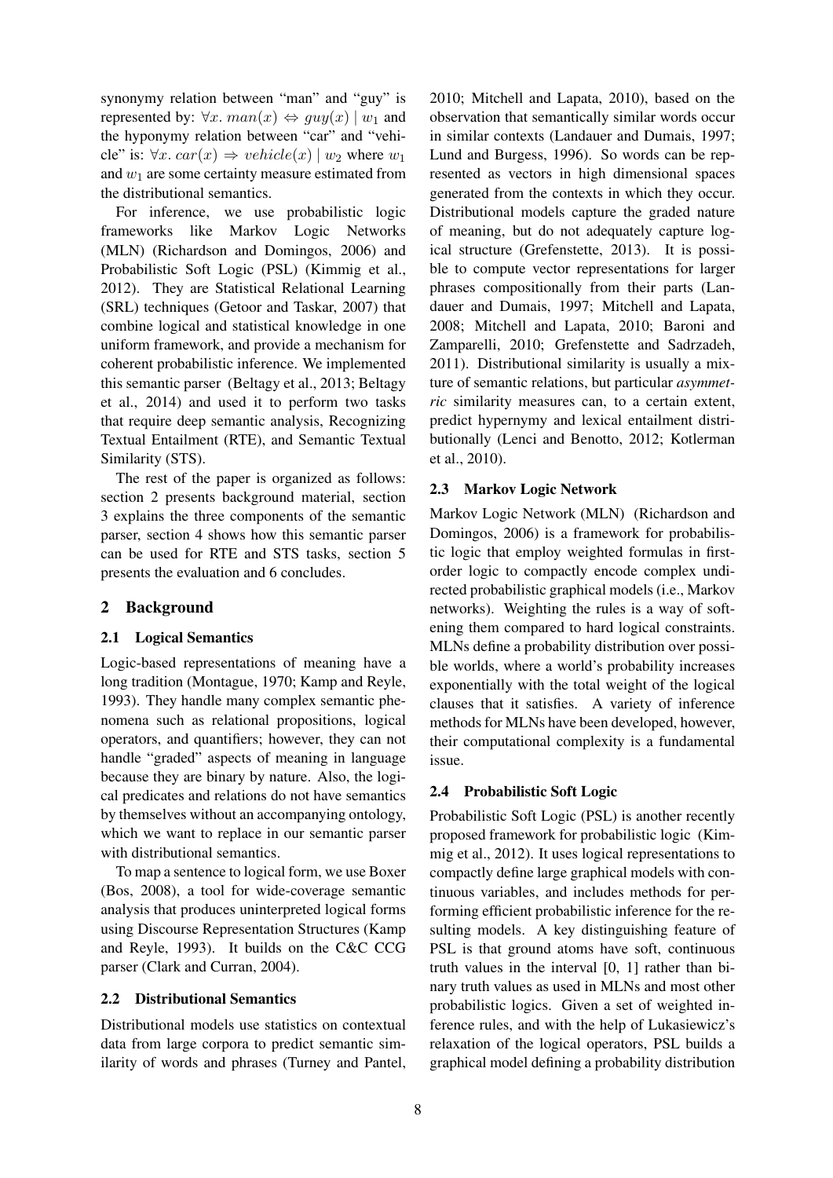synonymy relation between "man" and "guy" is represented by: $\forall x.\ man(x) \Leftrightarrow guy(x) \mid w_1$ and the hyponymy relation between "car" and "vehicle" is: $\forall x.\ car(x) \Rightarrow vehicle(x) \mid w_2$ where $w_1$ and $w_1$ are some certainty measure estimated from the distributional semantics.

For inference, we use probabilistic logic frameworks like Markov Logic Networks (MLN) (Richardson and Domingos, 2006) and Probabilistic Soft Logic (PSL) (Kimmig et al., 2012). They are Statistical Relational Learning (SRL) techniques (Getoor and Taskar, 2007) that combine logical and statistical knowledge in one uniform framework, and provide a mechanism for coherent probabilistic inference. We implemented this semantic parser (Beltagy et al., 2013; Beltagy et al., 2014) and used it to perform two tasks that require deep semantic analysis, Recognizing Textual Entailment (RTE), and Semantic Textual Similarity (STS).

The rest of the paper is organized as follows: section 2 presents background material, section 3 explains the three components of the semantic parser, section 4 shows how this semantic parser can be used for RTE and STS tasks, section 5 presents the evaluation and 6 concludes.

## 2 Background

### 2.1 Logical Semantics

Logic-based representations of meaning have a long tradition (Montague, 1970; Kamp and Reyle, 1993). They handle many complex semantic phenomena such as relational propositions, logical operators, and quantifiers; however, they can not handle "graded" aspects of meaning in language because they are binary by nature. Also, the logical predicates and relations do not have semantics by themselves without an accompanying ontology, which we want to replace in our semantic parser with distributional semantics.

To map a sentence to logical form, we use Boxer (Bos, 2008), a tool for wide-coverage semantic analysis that produces uninterpreted logical forms using Discourse Representation Structures (Kamp and Reyle, 1993). It builds on the C&C CCG parser (Clark and Curran, 2004).

### 2.2 Distributional Semantics

Distributional models use statistics on contextual data from large corpora to predict semantic similarity of words and phrases (Turney and Pantel, 2010; Mitchell and Lapata, 2010), based on the observation that semantically similar words occur in similar contexts (Landauer and Dumais, 1997; Lund and Burgess, 1996). So words can be represented as vectors in high dimensional spaces generated from the contexts in which they occur. Distributional models capture the graded nature of meaning, but do not adequately capture logical structure (Grefenstette, 2013). It is possible to compute vector representations for larger phrases compositionally from their parts (Landauer and Dumais, 1997; Mitchell and Lapata, 2008; Mitchell and Lapata, 2010; Baroni and Zamparelli, 2010; Grefenstette and Sadrzadeh, 2011). Distributional similarity is usually a mixture of semantic relations, but particular *asymmetric* similarity measures can, to a certain extent, predict hypernymy and lexical entailment distributionally (Lenci and Benotto, 2012; Kotlerman et al., 2010).

### 2.3 Markov Logic Network

Markov Logic Network (MLN) (Richardson and Domingos, 2006) is a framework for probabilistic logic that employ weighted formulas in first-order logic to compactly encode complex undirected probabilistic graphical models (i.e., Markov networks). Weighting the rules is a way of softening them compared to hard logical constraints. MLNs define a probability distribution over possible worlds, where a world's probability increases exponentially with the total weight of the logical clauses that it satisfies. A variety of inference methods for MLNs have been developed, however, their computational complexity is a fundamental issue.

### 2.4 Probabilistic Soft Logic

Probabilistic Soft Logic (PSL) is another recently proposed framework for probabilistic logic (Kimmig et al., 2012). It uses logical representations to compactly define large graphical models with continuous variables, and includes methods for performing efficient probabilistic inference for the resulting models. A key distinguishing feature of PSL is that ground atoms have soft, continuous truth values in the interval [0, 1] rather than binary truth values as used in MLNs and most other probabilistic logics. Given a set of weighted inference rules, and with the help of Lukasiewicz's relaxation of the logical operators, PSL builds a graphical model defining a probability distribution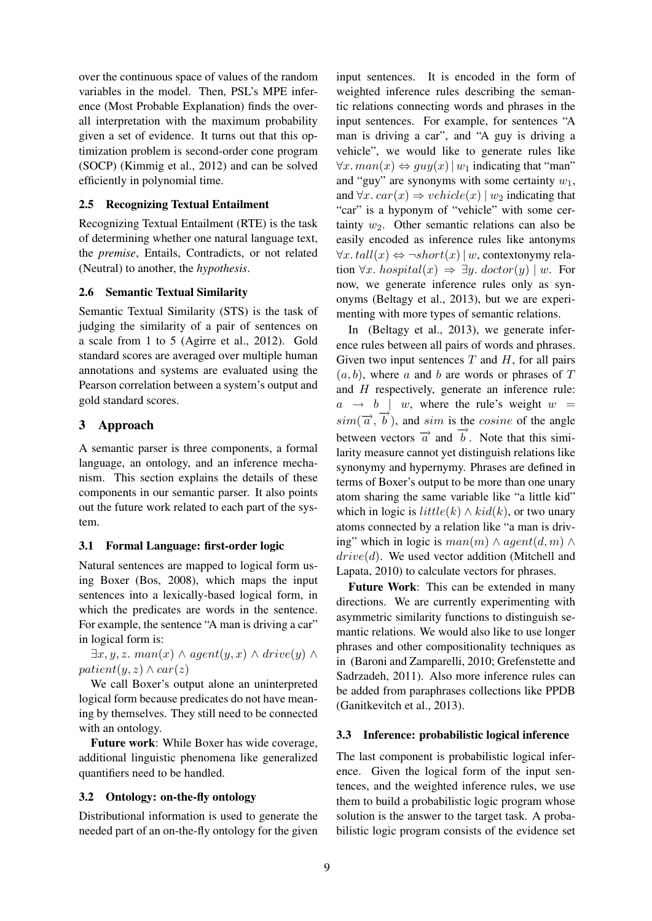over the continuous space of values of the random variables in the model. Then, PSL's MPE inference (Most Probable Explanation) finds the overall interpretation with the maximum probability given a set of evidence. It turns out that this optimization problem is second-order cone program (SOCP) (Kimmig et al., 2012) and can be solved efficiently in polynomial time.

### 2.5 Recognizing Textual Entailment

Recognizing Textual Entailment (RTE) is the task of determining whether one natural language text, the *premise*, Entails, Contradicts, or not related (Neutral) to another, the *hypothesis*.

### 2.6 Semantic Textual Similarity

Semantic Textual Similarity (STS) is the task of judging the similarity of a pair of sentences on a scale from 1 to 5 (Agirre et al., 2012). Gold standard scores are averaged over multiple human annotations and systems are evaluated using the Pearson correlation between a system's output and gold standard scores.

## 3 Approach

A semantic parser is three components, a formal language, an ontology, and an inference mechanism. This section explains the details of these components in our semantic parser. It also points out the future work related to each part of the system.

### 3.1 Formal Language: first-order logic

Natural sentences are mapped to logical form using Boxer (Bos, 2008), which maps the input sentences into a lexically-based logical form, in which the predicates are words in the sentence. For example, the sentence "A man is driving a car" in logical form is:

$\exists x, y, z.\ man(x) \land agent(y, x) \land drive(y) \land patient(y, z) \land car(z)$

We call Boxer's output alone an uninterpreted logical form because predicates do not have meaning by themselves. They still need to be connected with an ontology.

**Future work**: While Boxer has wide coverage, additional linguistic phenomena like generalized quantifiers need to be handled.

### 3.2 Ontology: on-the-fly ontology

Distributional information is used to generate the needed part of an on-the-fly ontology for the given input sentences. It is encoded in the form of weighted inference rules describing the semantic relations connecting words and phrases in the input sentences. For example, for sentences "A man is driving a car", and "A guy is driving a vehicle", we would like to generate rules like $\forall x.\ man(x) \Leftrightarrow guy(x) \mid w_1$ indicating that "man" and "guy" are synonyms with some certainty $w_1$, and $\forall x.\ car(x) \Rightarrow vehicle(x) \mid w_2$ indicating that "car" is a hyponym of "vehicle" with some certainty $w_2$. Other semantic relations can also be easily encoded as inference rules like antonyms $\forall x.\ tall(x) \Leftrightarrow \neg short(x) \mid w$, contextonymy relation $\forall x.\ hospital(x) \Rightarrow \exists y.\ doctor(y) \mid w$. For now, we generate inference rules only as synonyms (Beltagy et al., 2013), but we are experimenting with more types of semantic relations.

In (Beltagy et al., 2013), we generate inference rules between all pairs of words and phrases. Given two input sentences $T$ and $H$, for all pairs $(a, b)$, where $a$ and $b$ are words or phrases of $T$ and $H$ respectively, generate an inference rule: $a \rightarrow b \mid w$, where the rule's weight $w = sim(\overrightarrow{a}, \overrightarrow{b})$, and $sim$ is the $cosine$ of the angle between vectors $\overrightarrow{a}$ and $\overrightarrow{b}$. Note that this similarity measure cannot yet distinguish relations like synonymy and hypernymy. Phrases are defined in terms of Boxer's output to be more than one unary atom sharing the same variable like "a little kid" which in logic is $little(k) \land kid(k)$, or two unary atoms connected by a relation like "a man is driving" which in logic is $man(m) \land agent(d, m) \land drive(d)$. We used vector addition (Mitchell and Lapata, 2010) to calculate vectors for phrases.

**Future Work**: This can be extended in many directions. We are currently experimenting with asymmetric similarity functions to distinguish semantic relations. We would also like to use longer phrases and other compositionality techniques as in (Baroni and Zamparelli, 2010; Grefenstette and Sadrzadeh, 2011). Also more inference rules can be added from paraphrases collections like PPDB (Ganitkevitch et al., 2013).

### 3.3 Inference: probabilistic logical inference

The last component is probabilistic logical inference. Given the logical form of the input sentences, and the weighted inference rules, we use them to build a probabilistic logic program whose solution is the answer to the target task. A probabilistic logic program consists of the evidence set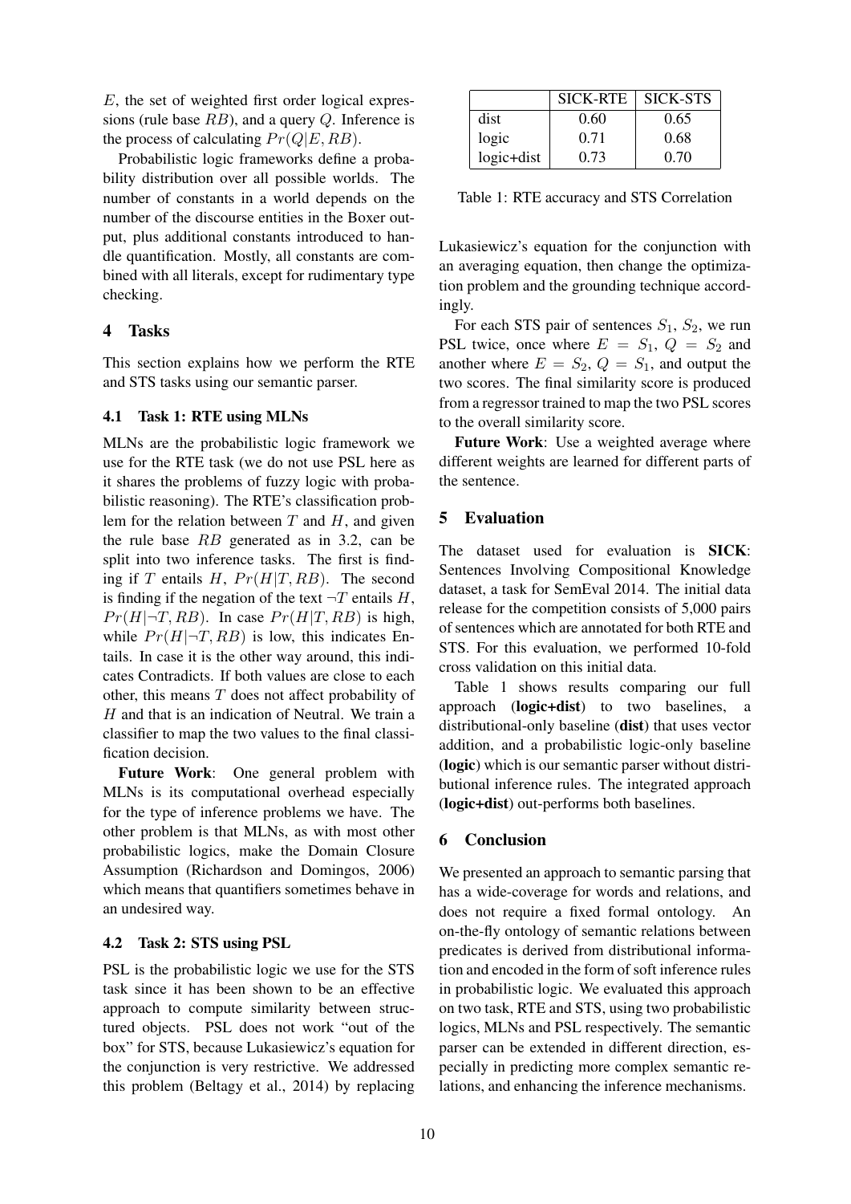$E$, the set of weighted first order logical expressions (rule base $RB$), and a query $Q$. Inference is the process of calculating $Pr(Q|E, RB)$.

Probabilistic logic frameworks define a probability distribution over all possible worlds. The number of constants in a world depends on the number of the discourse entities in the Boxer output, plus additional constants introduced to handle quantification. Mostly, all constants are combined with all literals, except for rudimentary type checking.

## 4 Tasks

This section explains how we perform the RTE and STS tasks using our semantic parser.

### 4.1 Task 1: RTE using MLNs

MLNs are the probabilistic logic framework we use for the RTE task (we do not use PSL here as it shares the problems of fuzzy logic with probabilistic reasoning). The RTE's classification problem for the relation between $T$ and $H$, and given the rule base $RB$ generated as in 3.2, can be split into two inference tasks. The first is finding if $T$ entails $H$, $Pr(H|T, RB)$. The second is finding if the negation of the text $\neg T$ entails $H$, $Pr(H|\neg T, RB)$. In case $Pr(H|T, RB)$ is high, while $Pr(H|\neg T, RB)$ is low, this indicates Entails. In case it is the other way around, this indicates Contradicts. If both values are close to each other, this means $T$ does not affect probability of $H$ and that is an indication of Neutral. We train a classifier to map the two values to the final classification decision.

**Future Work**: One general problem with MLNs is its computational overhead especially for the type of inference problems we have. The other problem is that MLNs, as with most other probabilistic logics, make the Domain Closure Assumption (Richardson and Domingos, 2006) which means that quantifiers sometimes behave in an undesired way.

### 4.2 Task 2: STS using PSL

PSL is the probabilistic logic we use for the STS task since it has been shown to be an effective approach to compute similarity between structured objects. PSL does not work "out of the box" for STS, because Lukasiewicz's equation for the conjunction is very restrictive. We addressed this problem (Beltagy et al., 2014) by replacing Lukasiewicz's equation for the conjunction with an averaging equation, then change the optimization problem and the grounding technique accordingly.

For each STS pair of sentences $S_1$, $S_2$, we run PSL twice, once where $E = S_1$, $Q = S_2$ and another where $E = S_2$, $Q = S_1$, and output the two scores. The final similarity score is produced from a regressor trained to map the two PSL scores to the overall similarity score.

**Future Work**: Use a weighted average where different weights are learned for different parts of the sentence.

## 5 Evaluation

| | SICK-RTE | SICK-STS |
|---|---|---|
| dist | 0.60 | 0.65 |
| logic | 0.71 | 0.68 |
| logic+dist | 0.73 | 0.70 |

Table 1: RTE accuracy and STS Correlation

The dataset used for evaluation is **SICK**: Sentences Involving Compositional Knowledge dataset, a task for SemEval 2014. The initial data release for the competition consists of 5,000 pairs of sentences which are annotated for both RTE and STS. For this evaluation, we performed 10-fold cross validation on this initial data.

Table 1 shows results comparing our full approach (**logic+dist**) to two baselines, a distributional-only baseline (**dist**) that uses vector addition, and a probabilistic logic-only baseline (**logic**) which is our semantic parser without distributional inference rules. The integrated approach (**logic+dist**) out-performs both baselines.

## 6 Conclusion

We presented an approach to semantic parsing that has a wide-coverage for words and relations, and does not require a fixed formal ontology. An on-the-fly ontology of semantic relations between predicates is derived from distributional information and encoded in the form of soft inference rules in probabilistic logic. We evaluated this approach on two task, RTE and STS, using two probabilistic logics, MLNs and PSL respectively. The semantic parser can be extended in different direction, especially in predicting more complex semantic relations, and enhancing the inference mechanisms.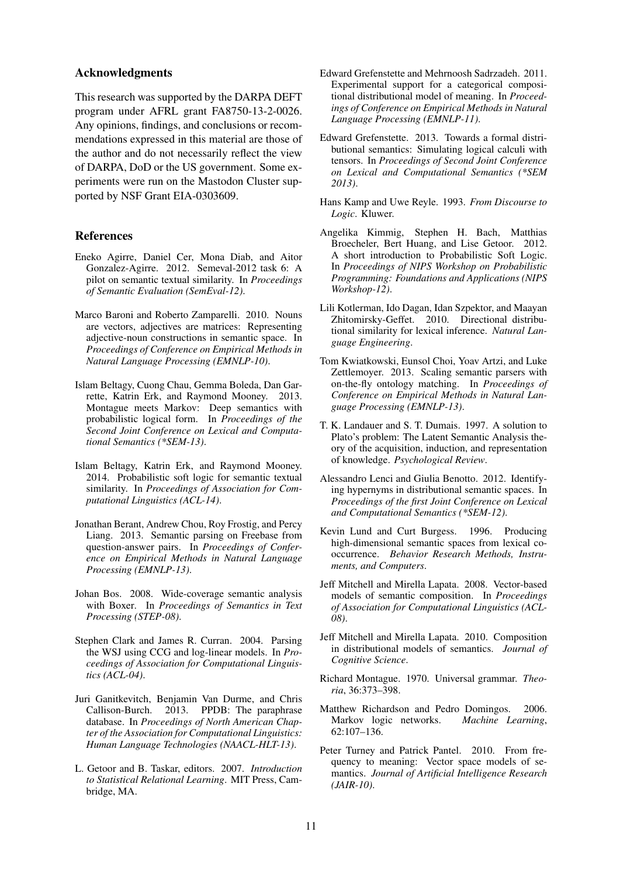## Acknowledgments

This research was supported by the DARPA DEFT program under AFRL grant FA8750-13-2-0026. Any opinions, findings, and conclusions or recommendations expressed in this material are those of the author and do not necessarily reflect the view of DARPA, DoD or the US government. Some experiments were run on the Mastodon Cluster supported by NSF Grant EIA-0303609.

## References

Eneko Agirre, Daniel Cer, Mona Diab, and Aitor Gonzalez-Agirre. 2012. Semeval-2012 task 6: A pilot on semantic textual similarity. In *Proceedings of Semantic Evaluation (SemEval-12)*.

Marco Baroni and Roberto Zamparelli. 2010. Nouns are vectors, adjectives are matrices: Representing adjective-noun constructions in semantic space. In *Proceedings of Conference on Empirical Methods in Natural Language Processing (EMNLP-10)*.

Islam Beltagy, Cuong Chau, Gemma Boleda, Dan Garrette, Katrin Erk, and Raymond Mooney. 2013. Montague meets Markov: Deep semantics with probabilistic logical form. In *Proceedings of the Second Joint Conference on Lexical and Computational Semantics (*SEM-13)*.

Islam Beltagy, Katrin Erk, and Raymond Mooney. 2014. Probabilistic soft logic for semantic textual similarity. In *Proceedings of Association for Computational Linguistics (ACL-14)*.

Jonathan Berant, Andrew Chou, Roy Frostig, and Percy Liang. 2013. Semantic parsing on Freebase from question-answer pairs. In *Proceedings of Conference on Empirical Methods in Natural Language Processing (EMNLP-13)*.

Johan Bos. 2008. Wide-coverage semantic analysis with Boxer. In *Proceedings of Semantics in Text Processing (STEP-08)*.

Stephen Clark and James R. Curran. 2004. Parsing the WSJ using CCG and log-linear models. In *Proceedings of Association for Computational Linguistics (ACL-04)*.

Juri Ganitkevitch, Benjamin Van Durme, and Chris Callison-Burch. 2013. PPDB: The paraphrase database. In *Proceedings of North American Chapter of the Association for Computational Linguistics: Human Language Technologies (NAACL-HLT-13)*.

L. Getoor and B. Taskar, editors. 2007. *Introduction to Statistical Relational Learning*. MIT Press, Cambridge, MA.

Edward Grefenstette and Mehrnoosh Sadrzadeh. 2011. Experimental support for a categorical compositional distributional model of meaning. In *Proceedings of Conference on Empirical Methods in Natural Language Processing (EMNLP-11)*.

Edward Grefenstette. 2013. Towards a formal distributional semantics: Simulating logical calculi with tensors. In *Proceedings of Second Joint Conference on Lexical and Computational Semantics (*SEM 2013)*.

Hans Kamp and Uwe Reyle. 1993. *From Discourse to Logic*. Kluwer.

Angelika Kimmig, Stephen H. Bach, Matthias Broecheler, Bert Huang, and Lise Getoor. 2012. A short introduction to Probabilistic Soft Logic. In *Proceedings of NIPS Workshop on Probabilistic Programming: Foundations and Applications (NIPS Workshop-12)*.

Lili Kotlerman, Ido Dagan, Idan Szpektor, and Maayan Zhitomirsky-Geffet. 2010. Directional distributional similarity for lexical inference. *Natural Language Engineering*.

Tom Kwiatkowski, Eunsol Choi, Yoav Artzi, and Luke Zettlemoyer. 2013. Scaling semantic parsers with on-the-fly ontology matching. In *Proceedings of Conference on Empirical Methods in Natural Language Processing (EMNLP-13)*.

T. K. Landauer and S. T. Dumais. 1997. A solution to Plato's problem: The Latent Semantic Analysis theory of the acquisition, induction, and representation of knowledge. *Psychological Review*.

Alessandro Lenci and Giulia Benotto. 2012. Identifying hypernyms in distributional semantic spaces. In *Proceedings of the first Joint Conference on Lexical and Computational Semantics (*SEM-12)*.

Kevin Lund and Curt Burgess. 1996. Producing high-dimensional semantic spaces from lexical co-occurrence. *Behavior Research Methods, Instruments, and Computers*.

Jeff Mitchell and Mirella Lapata. 2008. Vector-based models of semantic composition. In *Proceedings of Association for Computational Linguistics (ACL-08)*.

Jeff Mitchell and Mirella Lapata. 2010. Composition in distributional models of semantics. *Journal of Cognitive Science*.

Richard Montague. 1970. Universal grammar. *Theoria*, 36:373–398.

Matthew Richardson and Pedro Domingos. 2006. Markov logic networks. *Machine Learning*, 62:107–136.

Peter Turney and Patrick Pantel. 2010. From frequency to meaning: Vector space models of semantics. *Journal of Artificial Intelligence Research (JAIR-10)*.